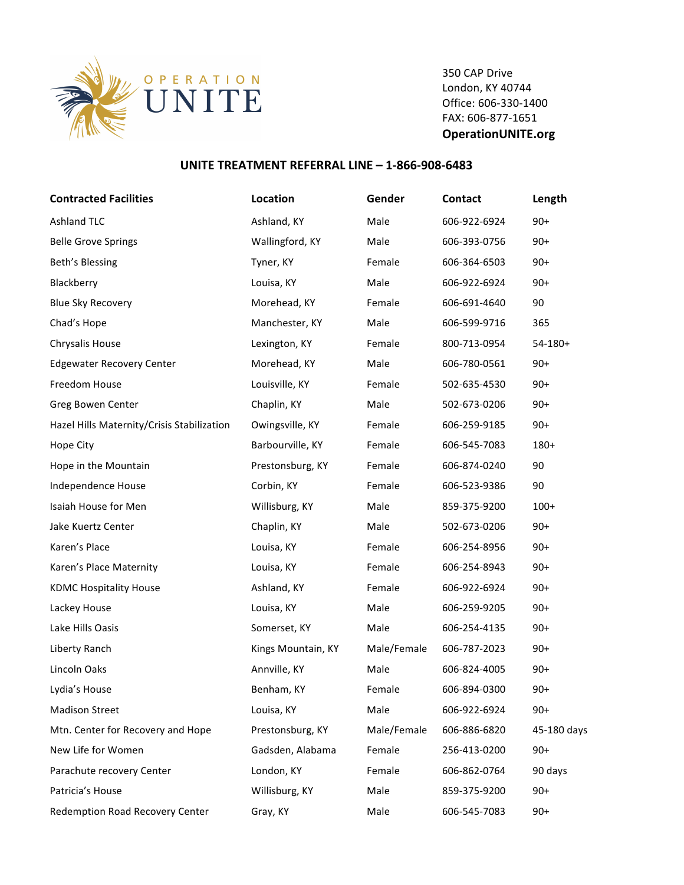OPERATION UNITE

350 CAP Drive
London, KY 40744
Office: 606-330-1400
FAX: 606-877-1651
**OperationUNITE.org**

## UNITE TREATMENT REFERRAL LINE – 1-866-908-6483

| Contracted Facilities | Location | Gender | Contact | Length |
|---|---|---|---|---|
| Ashland TLC | Ashland, KY | Male | 606-922-6924 | 90+ |
| Belle Grove Springs | Wallingford, KY | Male | 606-393-0756 | 90+ |
| Beth's Blessing | Tyner, KY | Female | 606-364-6503 | 90+ |
| Blackberry | Louisa, KY | Male | 606-922-6924 | 90+ |
| Blue Sky Recovery | Morehead, KY | Female | 606-691-4640 | 90 |
| Chad's Hope | Manchester, KY | Male | 606-599-9716 | 365 |
| Chrysalis House | Lexington, KY | Female | 800-713-0954 | 54-180+ |
| Edgewater Recovery Center | Morehead, KY | Male | 606-780-0561 | 90+ |
| Freedom House | Louisville, KY | Female | 502-635-4530 | 90+ |
| Greg Bowen Center | Chaplin, KY | Male | 502-673-0206 | 90+ |
| Hazel Hills Maternity/Crisis Stabilization | Owingsville, KY | Female | 606-259-9185 | 90+ |
| Hope City | Barbourville, KY | Female | 606-545-7083 | 180+ |
| Hope in the Mountain | Prestonsburg, KY | Female | 606-874-0240 | 90 |
| Independence House | Corbin, KY | Female | 606-523-9386 | 90 |
| Isaiah House for Men | Willisburg, KY | Male | 859-375-9200 | 100+ |
| Jake Kuertz Center | Chaplin, KY | Male | 502-673-0206 | 90+ |
| Karen's Place | Louisa, KY | Female | 606-254-8956 | 90+ |
| Karen's Place Maternity | Louisa, KY | Female | 606-254-8943 | 90+ |
| KDMC Hospitality House | Ashland, KY | Female | 606-922-6924 | 90+ |
| Lackey House | Louisa, KY | Male | 606-259-9205 | 90+ |
| Lake Hills Oasis | Somerset, KY | Male | 606-254-4135 | 90+ |
| Liberty Ranch | Kings Mountain, KY | Male/Female | 606-787-2023 | 90+ |
| Lincoln Oaks | Annville, KY | Male | 606-824-4005 | 90+ |
| Lydia's House | Benham, KY | Female | 606-894-0300 | 90+ |
| Madison Street | Louisa, KY | Male | 606-922-6924 | 90+ |
| Mtn. Center for Recovery and Hope | Prestonsburg, KY | Male/Female | 606-886-6820 | 45-180 days |
| New Life for Women | Gadsden, Alabama | Female | 256-413-0200 | 90+ |
| Parachute recovery Center | London, KY | Female | 606-862-0764 | 90 days |
| Patricia's House | Willisburg, KY | Male | 859-375-9200 | 90+ |
| Redemption Road Recovery Center | Gray, KY | Male | 606-545-7083 | 90+ |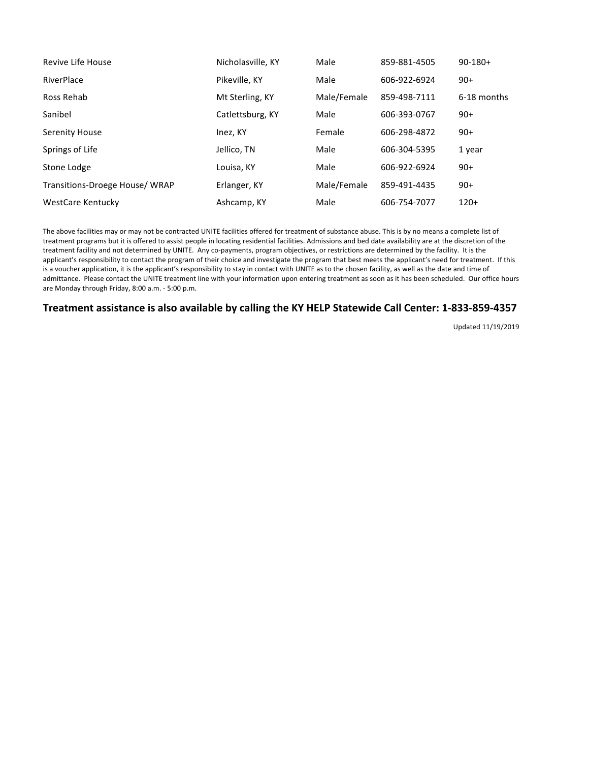| | | | | |
|---|---|---|---|---|
| Revive Life House | Nicholasville, KY | Male | 859-881-4505 | 90-180+ |
| RiverPlace | Pikeville, KY | Male | 606-922-6924 | 90+ |
| Ross Rehab | Mt Sterling, KY | Male/Female | 859-498-7111 | 6-18 months |
| Sanibel | Catlettsburg, KY | Male | 606-393-0767 | 90+ |
| Serenity House | Inez, KY | Female | 606-298-4872 | 90+ |
| Springs of Life | Jellico, TN | Male | 606-304-5395 | 1 year |
| Stone Lodge | Louisa, KY | Male | 606-922-6924 | 90+ |
| Transitions-Droege House/ WRAP | Erlanger, KY | Male/Female | 859-491-4435 | 90+ |
| WestCare Kentucky | Ashcamp, KY | Male | 606-754-7077 | 120+ |

The above facilities may or may not be contracted UNITE facilities offered for treatment of substance abuse. This is by no means a complete list of treatment programs but it is offered to assist people in locating residential facilities. Admissions and bed date availability are at the discretion of the treatment facility and not determined by UNITE. Any co-payments, program objectives, or restrictions are determined by the facility. It is the applicant's responsibility to contact the program of their choice and investigate the program that best meets the applicant's need for treatment. If this is a voucher application, it is the applicant's responsibility to stay in contact with UNITE as to the chosen facility, as well as the date and time of admittance. Please contact the UNITE treatment line with your information upon entering treatment as soon as it has been scheduled. Our office hours are Monday through Friday, 8:00 a.m. - 5:00 p.m.

**Treatment assistance is also available by calling the KY HELP Statewide Call Center: 1-833-859-4357**

Updated 11/19/2019